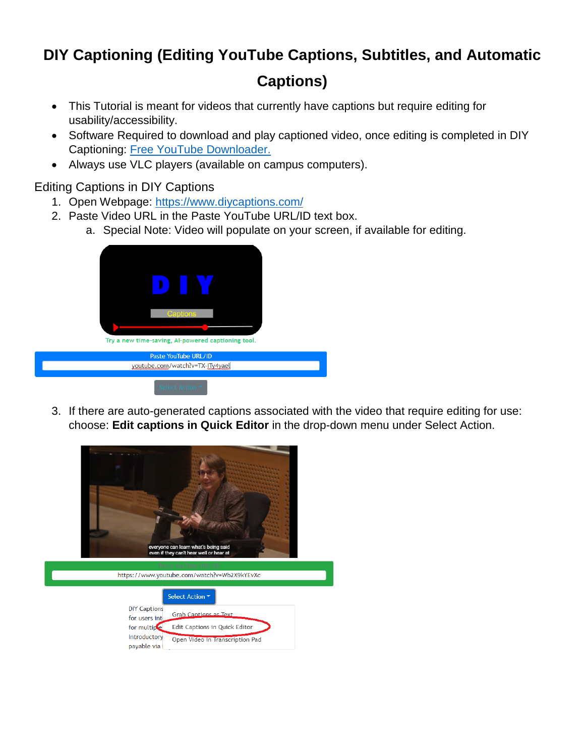# DIY Captioning (Editing YouTube Captions, Subtitles, and Automatic Captions)

- This Tutorial is meant for videos that currently have captions but require editing for usability/accessibility.
- Software Required to download and play captioned video, once editing is completed in DIY Captioning: [Free YouTube Downloader.](#)
- Always use VLC players (available on campus computers).

## Editing Captions in DIY Captions

1. Open Webpage: [https://www.diycaptions.com/](https://www.diycaptions.com/)
2. Paste Video URL in the Paste YouTube URL/ID text box.
   a. Special Note: Video will populate on your screen, if available for editing.

3. If there are auto-generated captions associated with the video that require editing for use: choose: **Edit captions in Quick Editor** in the drop-down menu under Select Action.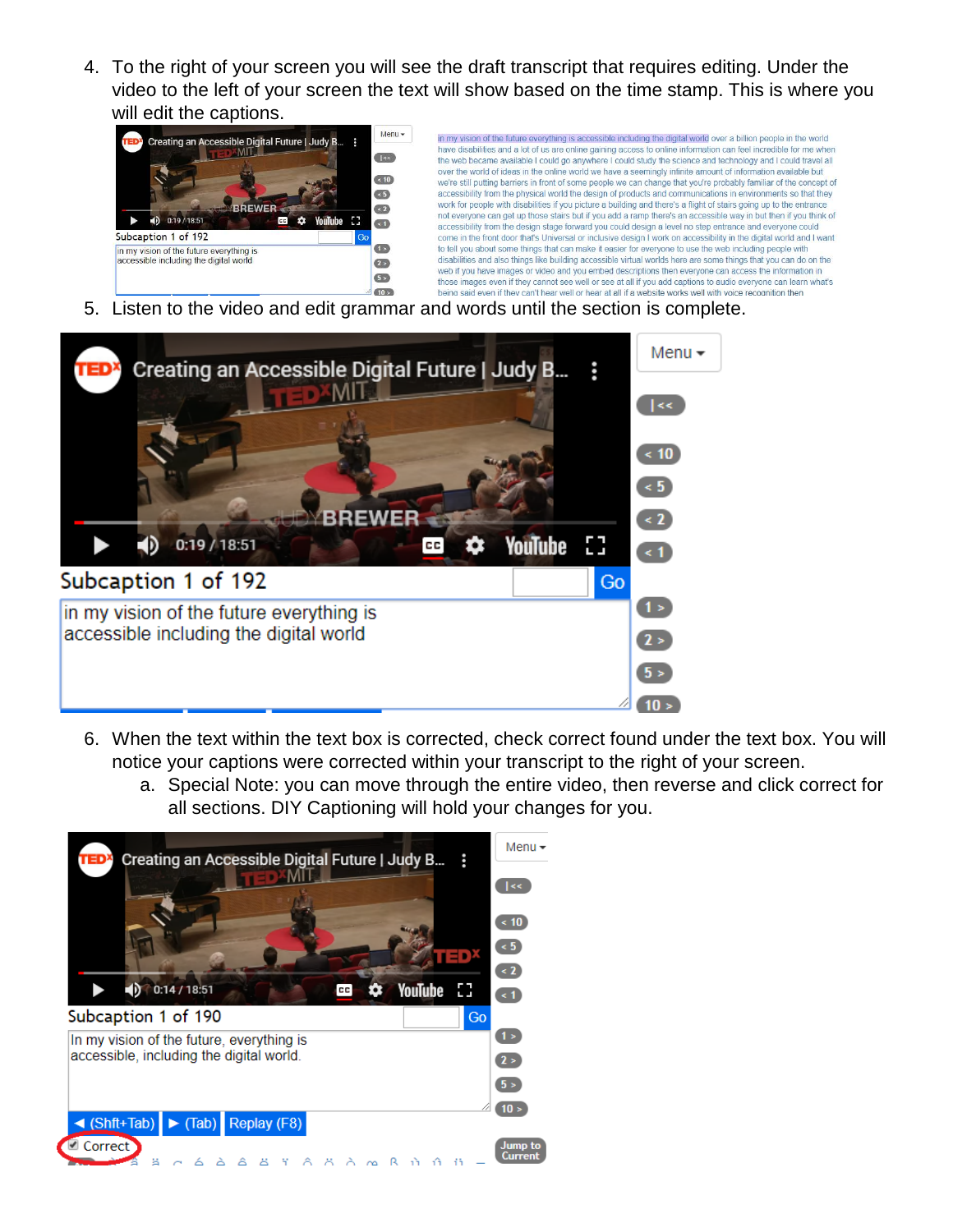4. To the right of your screen you will see the draft transcript that requires editing. Under the video to the left of your screen the text will show based on the time stamp. This is where you will edit the captions.

5. Listen to the video and edit grammar and words until the section is complete.

6. When the text within the text box is corrected, check correct found under the text box. You will notice your captions were corrected within your transcript to the right of your screen.
    a. Special Note: you can move through the entire video, then reverse and click correct for all sections. DIY Captioning will hold your changes for you.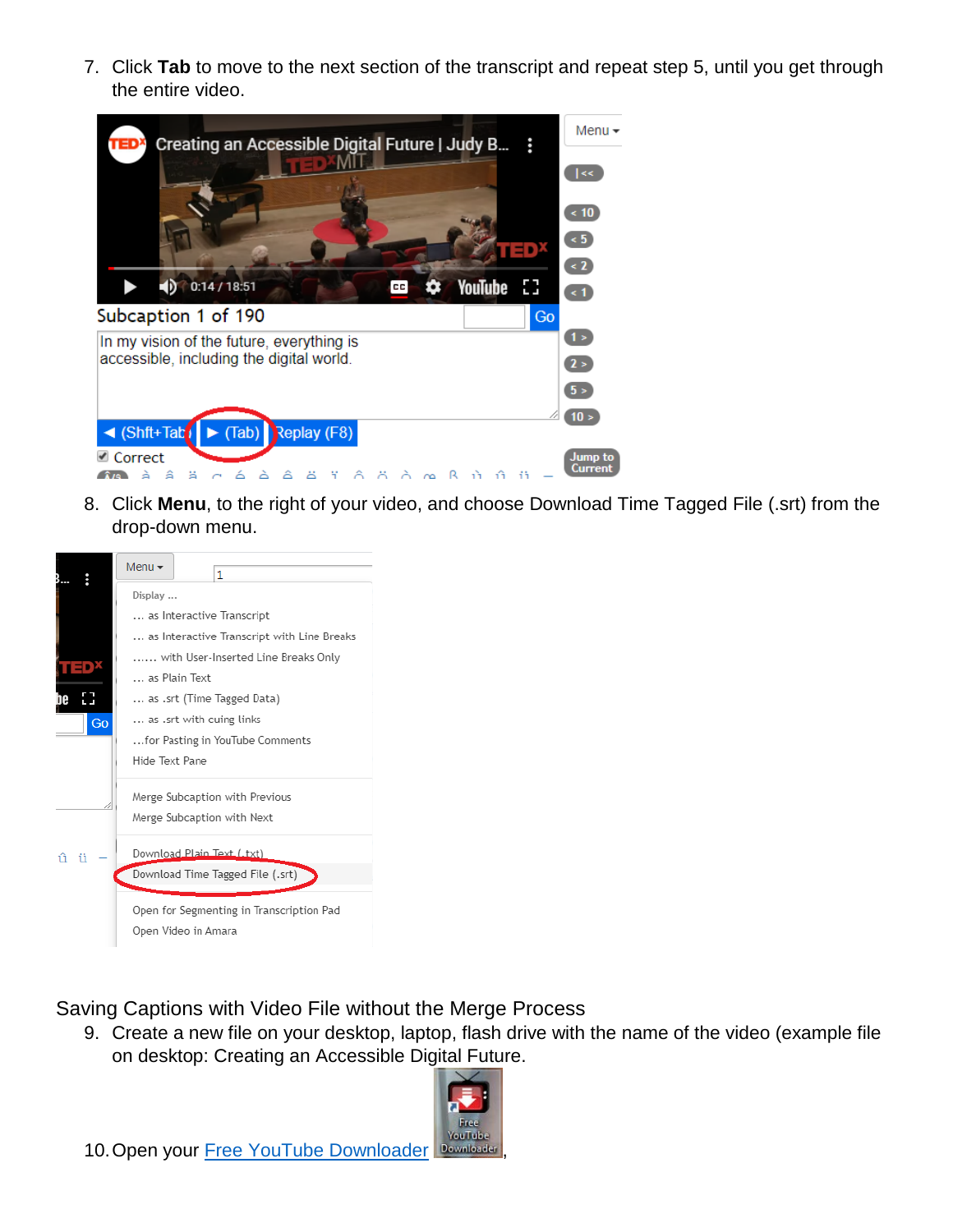7. Click **Tab** to move to the next section of the transcript and repeat step 5, until you get through the entire video.

8. Click **Menu**, to the right of your video, and choose Download Time Tagged File (.srt) from the drop-down menu.

Saving Captions with Video File without the Merge Process

9. Create a new file on your desktop, laptop, flash drive with the name of the video (example file on desktop: Creating an Accessible Digital Future.

10. Open your Free YouTube Downloader ,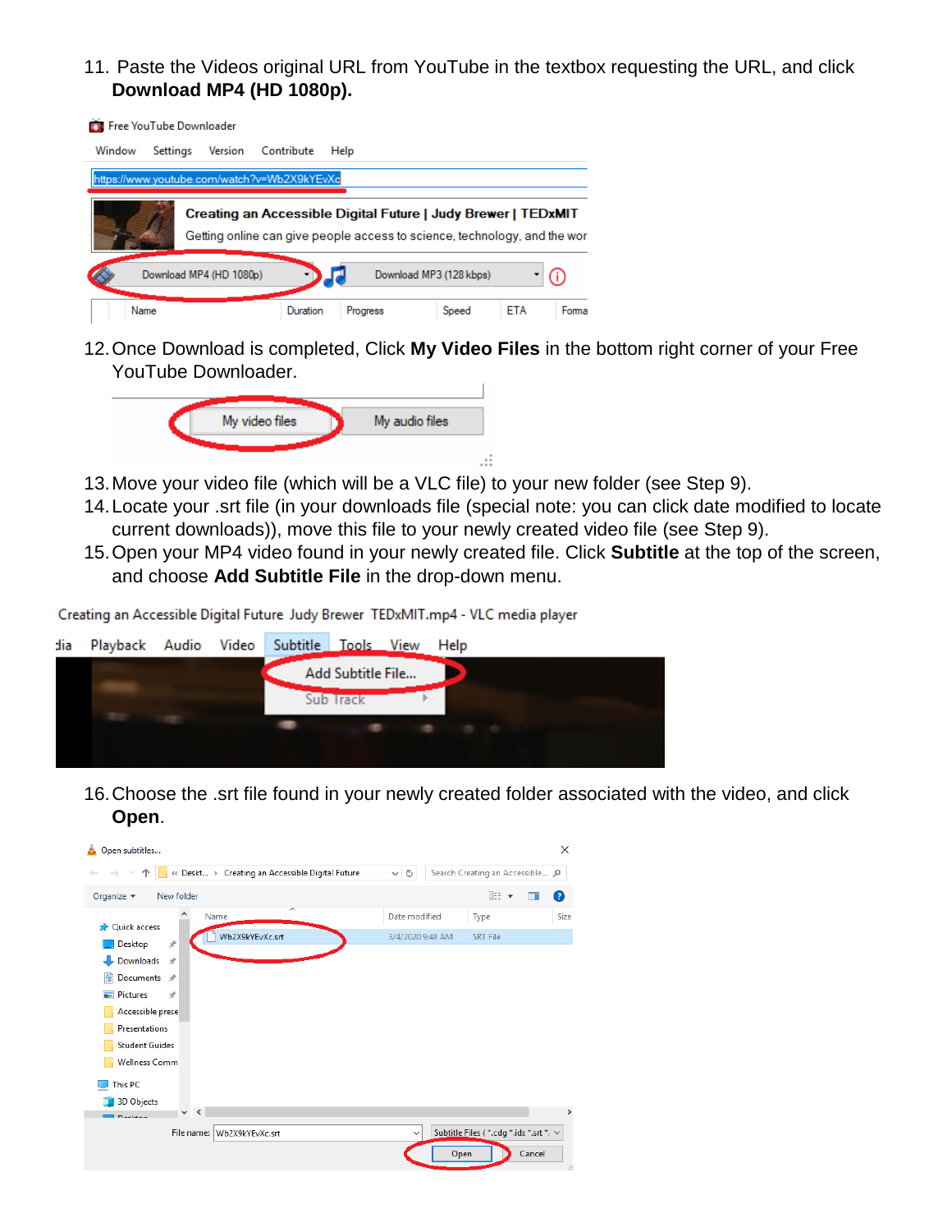11. Paste the Videos original URL from YouTube in the textbox requesting the URL, and click **Download MP4 (HD 1080p).**

12. Once Download is completed, Click **My Video Files** in the bottom right corner of your Free YouTube Downloader.

13. Move your video file (which will be a VLC file) to your new folder (see Step 9).
14. Locate your .srt file (in your downloads file (special note: you can click date modified to locate current downloads)), move this file to your newly created video file (see Step 9).
15. Open your MP4 video found in your newly created file. Click **Subtitle** at the top of the screen, and choose **Add Subtitle File** in the drop-down menu.

16. Choose the .srt file found in your newly created folder associated with the video, and click **Open**.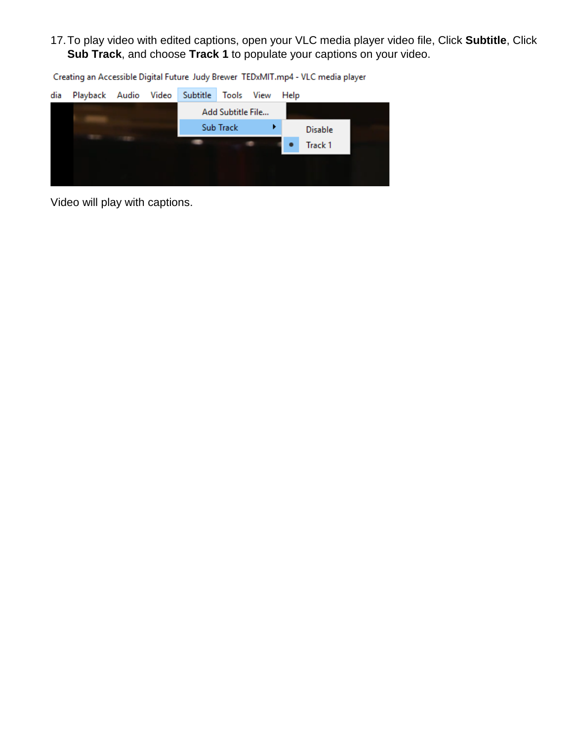17. To play video with edited captions, open your VLC media player video file, Click **Subtitle**, Click **Sub Track**, and choose **Track 1** to populate your captions on your video.

Video will play with captions.